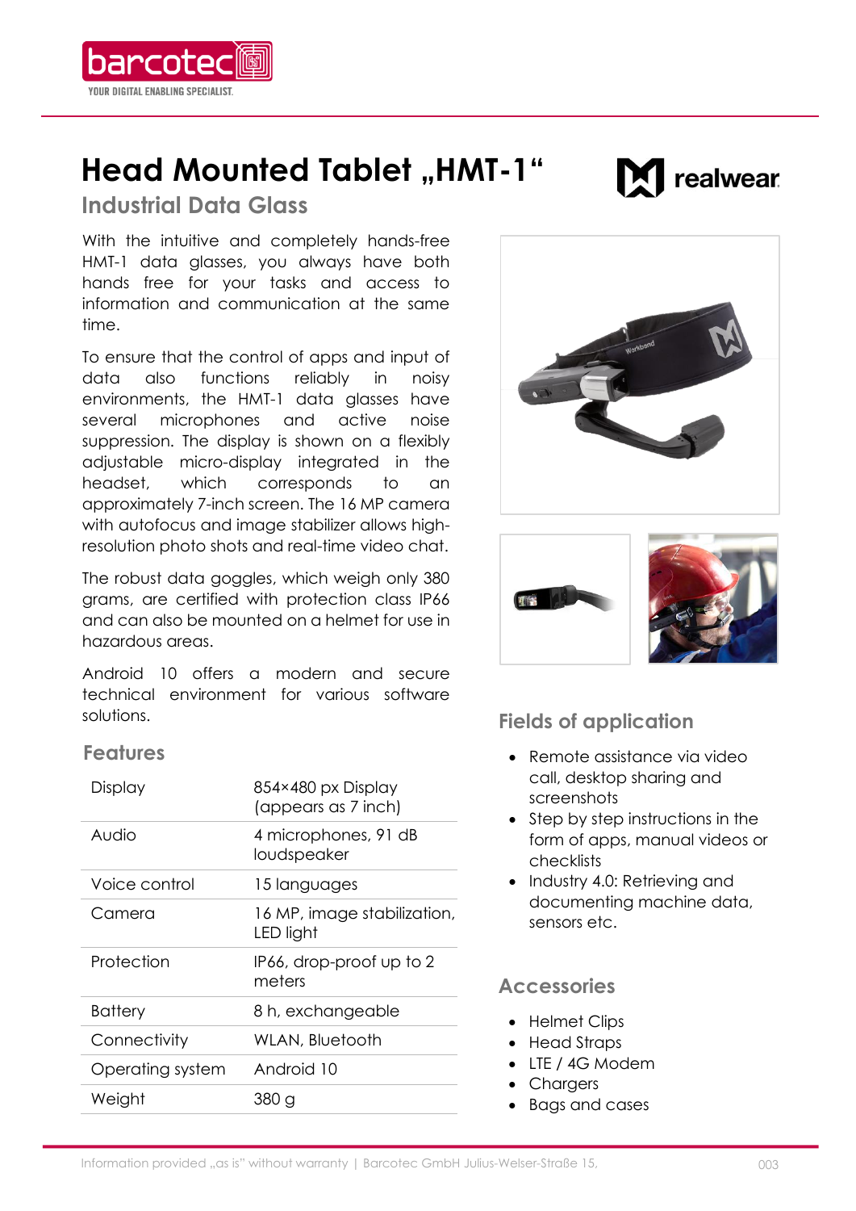# Head Mounted Tablet „HMT-1“

## Industrial Data Glass

With the intuitive and completely hands-free HMT-1 data glasses, you always have both hands free for your tasks and access to information and communication at the same time.

To ensure that the control of apps and input of data also functions reliably in noisy environments, the HMT-1 data glasses have several microphones and active noise suppression. The display is shown on a flexibly adjustable micro-display integrated in the headset, which corresponds to an approximately 7-inch screen. The 16 MP camera with autofocus and image stabilizer allows high-resolution photo shots and real-time video chat.

The robust data goggles, which weigh only 380 grams, are certified with protection class IP66 and can also be mounted on a helmet for use in hazardous areas.

Android 10 offers a modern and secure technical environment for various software solutions.

### Features

| | |
|---|---|
| Display | 854×480 px Display (appears as 7 inch) |
| Audio | 4 microphones, 91 dB loudspeaker |
| Voice control | 15 languages |
| Camera | 16 MP, image stabilization, LED light |
| Protection | IP66, drop-proof up to 2 meters |
| Battery | 8 h, exchangeable |
| Connectivity | WLAN, Bluetooth |
| Operating system | Android 10 |
| Weight | 380 g |

### Fields of application

- Remote assistance via video call, desktop sharing and screenshots
- Step by step instructions in the form of apps, manual videos or checklists
- Industry 4.0: Retrieving and documenting machine data, sensors etc.

### Accessories

- Helmet Clips
- Head Straps
- LTE / 4G Modem
- Chargers
- Bags and cases

Information provided „as is“ without warranty | Barcotec GmbH Julius-Welser-Straße 15,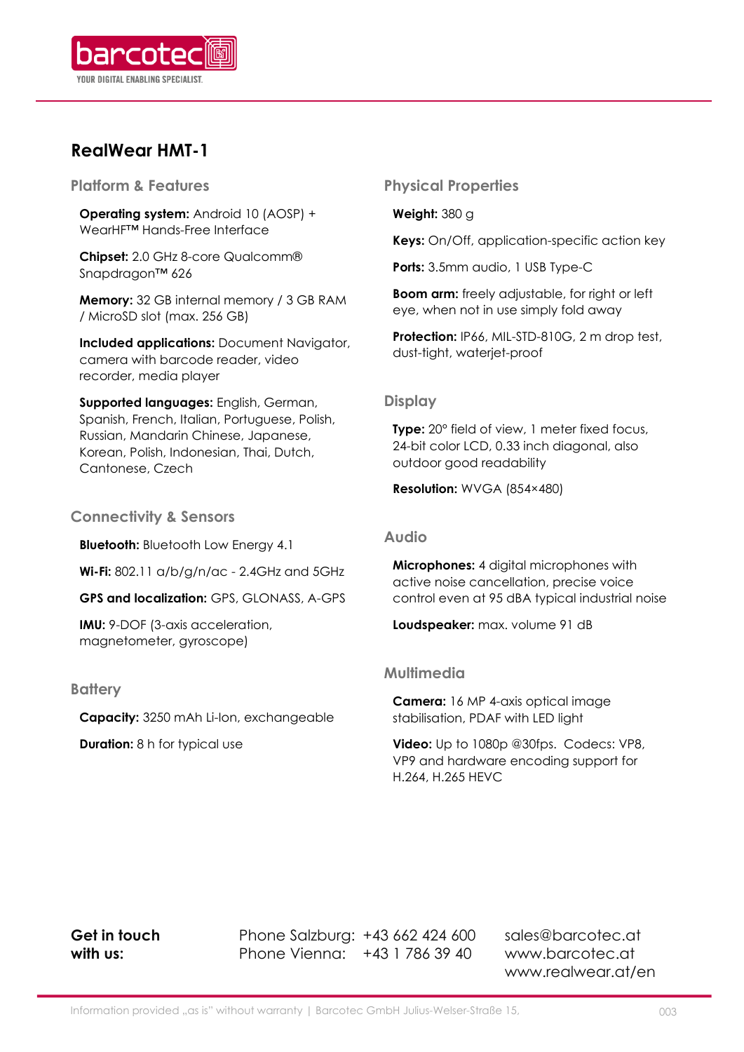# RealWear HMT-1

## Platform & Features

**Operating system:** Android 10 (AOSP) + WearHF™ Hands-Free Interface

**Chipset:** 2.0 GHz 8-core Qualcomm® Snapdragon™ 626

**Memory:** 32 GB internal memory / 3 GB RAM / MicroSD slot (max. 256 GB)

**Included applications:** Document Navigator, camera with barcode reader, video recorder, media player

**Supported languages:** English, German, Spanish, French, Italian, Portuguese, Polish, Russian, Mandarin Chinese, Japanese, Korean, Polish, Indonesian, Thai, Dutch, Cantonese, Czech

## Connectivity & Sensors

**Bluetooth:** Bluetooth Low Energy 4.1

**Wi-Fi:** 802.11 a/b/g/n/ac - 2.4GHz and 5GHz

**GPS and localization:** GPS, GLONASS, A-GPS

**IMU:** 9-DOF (3-axis acceleration, magnetometer, gyroscope)

## Battery

**Capacity:** 3250 mAh Li-Ion, exchangeable

**Duration:** 8 h for typical use

## Physical Properties

**Weight:** 380 g

**Keys:** On/Off, application-specific action key

**Ports:** 3.5mm audio, 1 USB Type-C

**Boom arm:** freely adjustable, for right or left eye, when not in use simply fold away

**Protection:** IP66, MIL-STD-810G, 2 m drop test, dust-tight, waterjet-proof

## Display

**Type:** 20° field of view, 1 meter fixed focus, 24-bit color LCD, 0.33 inch diagonal, also outdoor good readability

**Resolution:** WVGA (854×480)

## Audio

**Microphones:** 4 digital microphones with active noise cancellation, precise voice control even at 95 dBA typical industrial noise

**Loudspeaker:** max. volume 91 dB

## Multimedia

**Camera:** 16 MP 4-axis optical image stabilisation, PDAF with LED light

**Video:** Up to 1080p @30fps. Codecs: VP8, VP9 and hardware encoding support for H.264, H.265 HEVC

**Get in touch with us:**

Phone Salzburg: +43 662 424 600
Phone Vienna: +43 1 786 39 40

sales@barcotec.at
www.barcotec.at
www.realwear.at/en

Information provided „as is" without warranty | Barcotec GmbH Julius-Welser-Straße 15,